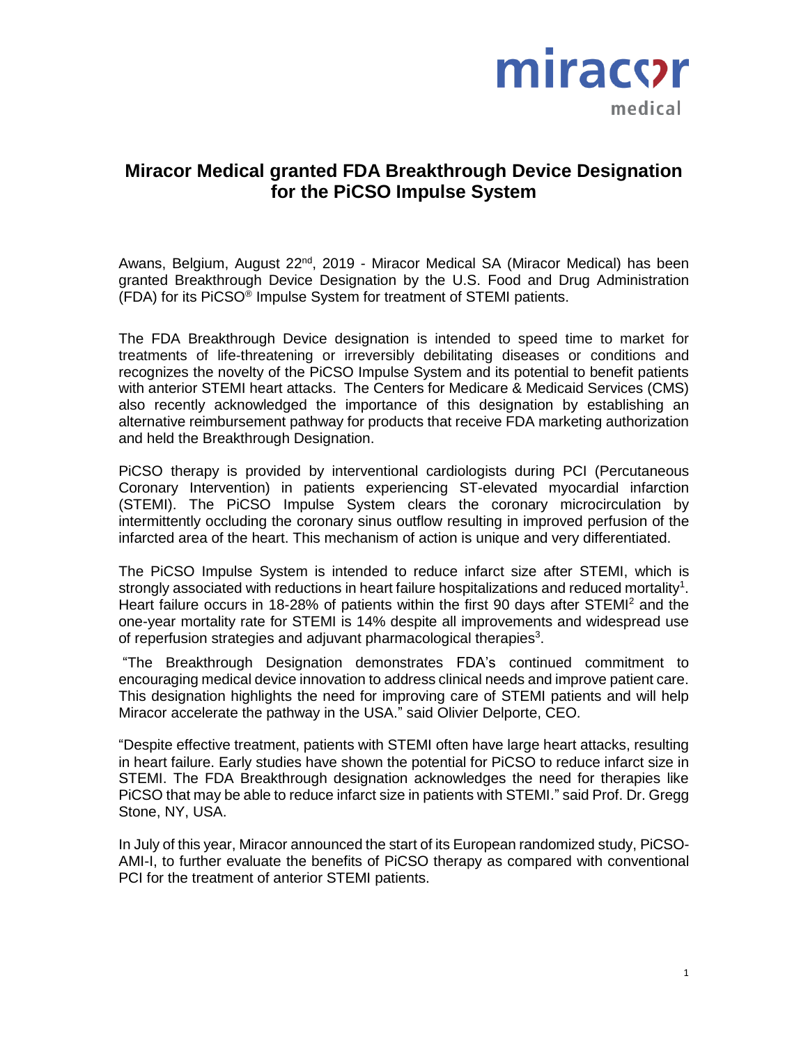miracor medical

# Miracor Medical granted FDA Breakthrough Device Designation for the PiCSO Impulse System

Awans, Belgium, August 22nd, 2019 - Miracor Medical SA (Miracor Medical) has been granted Breakthrough Device Designation by the U.S. Food and Drug Administration (FDA) for its PiCSO® Impulse System for treatment of STEMI patients.

The FDA Breakthrough Device designation is intended to speed time to market for treatments of life-threatening or irreversibly debilitating diseases or conditions and recognizes the novelty of the PiCSO Impulse System and its potential to benefit patients with anterior STEMI heart attacks. The Centers for Medicare & Medicaid Services (CMS) also recently acknowledged the importance of this designation by establishing an alternative reimbursement pathway for products that receive FDA marketing authorization and held the Breakthrough Designation.

PiCSO therapy is provided by interventional cardiologists during PCI (Percutaneous Coronary Intervention) in patients experiencing ST-elevated myocardial infarction (STEMI). The PiCSO Impulse System clears the coronary microcirculation by intermittently occluding the coronary sinus outflow resulting in improved perfusion of the infarcted area of the heart. This mechanism of action is unique and very differentiated.

The PiCSO Impulse System is intended to reduce infarct size after STEMI, which is strongly associated with reductions in heart failure hospitalizations and reduced mortality[1]. Heart failure occurs in 18-28% of patients within the first 90 days after STEMI[2] and the one-year mortality rate for STEMI is 14% despite all improvements and widespread use of reperfusion strategies and adjuvant pharmacological therapies[3].

"The Breakthrough Designation demonstrates FDA's continued commitment to encouraging medical device innovation to address clinical needs and improve patient care. This designation highlights the need for improving care of STEMI patients and will help Miracor accelerate the pathway in the USA." said Olivier Delporte, CEO.

"Despite effective treatment, patients with STEMI often have large heart attacks, resulting in heart failure. Early studies have shown the potential for PiCSO to reduce infarct size in STEMI. The FDA Breakthrough designation acknowledges the need for therapies like PiCSO that may be able to reduce infarct size in patients with STEMI." said Prof. Dr. Gregg Stone, NY, USA.

In July of this year, Miracor announced the start of its European randomized study, PiCSO-AMI-I, to further evaluate the benefits of PiCSO therapy as compared with conventional PCI for the treatment of anterior STEMI patients.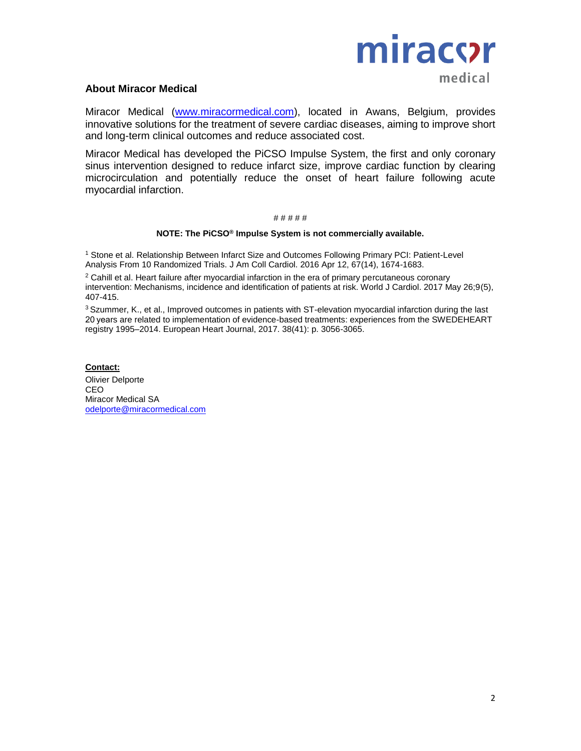## About Miracor Medical

Miracor Medical (www.miracormedical.com), located in Awans, Belgium, provides innovative solutions for the treatment of severe cardiac diseases, aiming to improve short and long-term clinical outcomes and reduce associated cost.

Miracor Medical has developed the PiCSO Impulse System, the first and only coronary sinus intervention designed to reduce infarct size, improve cardiac function by clearing microcirculation and potentially reduce the onset of heart failure following acute myocardial infarction.

# # # # #

**NOTE: The PiCSO® Impulse System is not commercially available.**

[1] Stone et al. Relationship Between Infarct Size and Outcomes Following Primary PCI: Patient-Level Analysis From 10 Randomized Trials. J Am Coll Cardiol. 2016 Apr 12, 67(14), 1674-1683.

[2] Cahill et al. Heart failure after myocardial infarction in the era of primary percutaneous coronary intervention: Mechanisms, incidence and identification of patients at risk. World J Cardiol. 2017 May 26;9(5), 407-415.

[3] Szummer, K., et al., Improved outcomes in patients with ST-elevation myocardial infarction during the last 20 years are related to implementation of evidence-based treatments: experiences from the SWEDEHEART registry 1995–2014. European Heart Journal, 2017. 38(41): p. 3056-3065.

**Contact:**

Olivier Delporte
CEO
Miracor Medical SA
odelporte@miracormedical.com